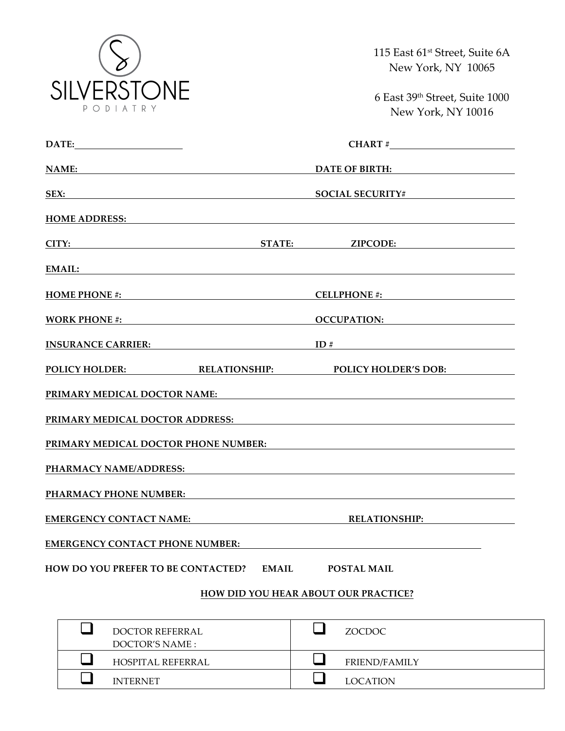**SILVERSTONE**
PODIATRY

115 East 61st Street, Suite 6A
New York, NY 10065

6 East 39th Street, Suite 1000
New York, NY 10016

**DATE:** ______________________ **CHART #** ______________________

**NAME:** ______________________ **DATE OF BIRTH:** ______________________

**SEX:** ______________________ **SOCIAL SECURITY#** ______________________

**HOME ADDRESS:** ______________________

**CITY:** ______________________ **STATE:** __________ **ZIPCODE:** ______________________

**EMAIL:** ______________________

**HOME PHONE #:** ______________________ **CELLPHONE #:** ______________________

**WORK PHONE #:** ______________________ **OCCUPATION:** ______________________

**INSURANCE CARRIER:** ______________________ **ID #** ______________________

**POLICY HOLDER:** __________ **RELATIONSHIP:** __________ **POLICY HOLDER'S DOB:** __________

**PRIMARY MEDICAL DOCTOR NAME:** ______________________

**PRIMARY MEDICAL DOCTOR ADDRESS:** ______________________

**PRIMARY MEDICAL DOCTOR PHONE NUMBER:** ______________________

**PHARMACY NAME/ADDRESS:** ______________________

**PHARMACY PHONE NUMBER:** ______________________

**EMERGENCY CONTACT NAME:** ______________________ **RELATIONSHIP:** ______________________

**EMERGENCY CONTACT PHONE NUMBER:** ______________________

**HOW DO YOU PREFER TO BE CONTACTED?** **EMAIL** **POSTAL MAIL**

**HOW DID YOU HEAR ABOUT OUR PRACTICE?**

| | | | |
|---|---|---|---|
| ❑ | DOCTOR REFERRAL<br>DOCTOR'S NAME : | ❑ | ZOCDOC |
| ❑ | HOSPITAL REFERRAL | ❑ | FRIEND/FAMILY |
| ❑ | INTERNET | ❑ | LOCATION |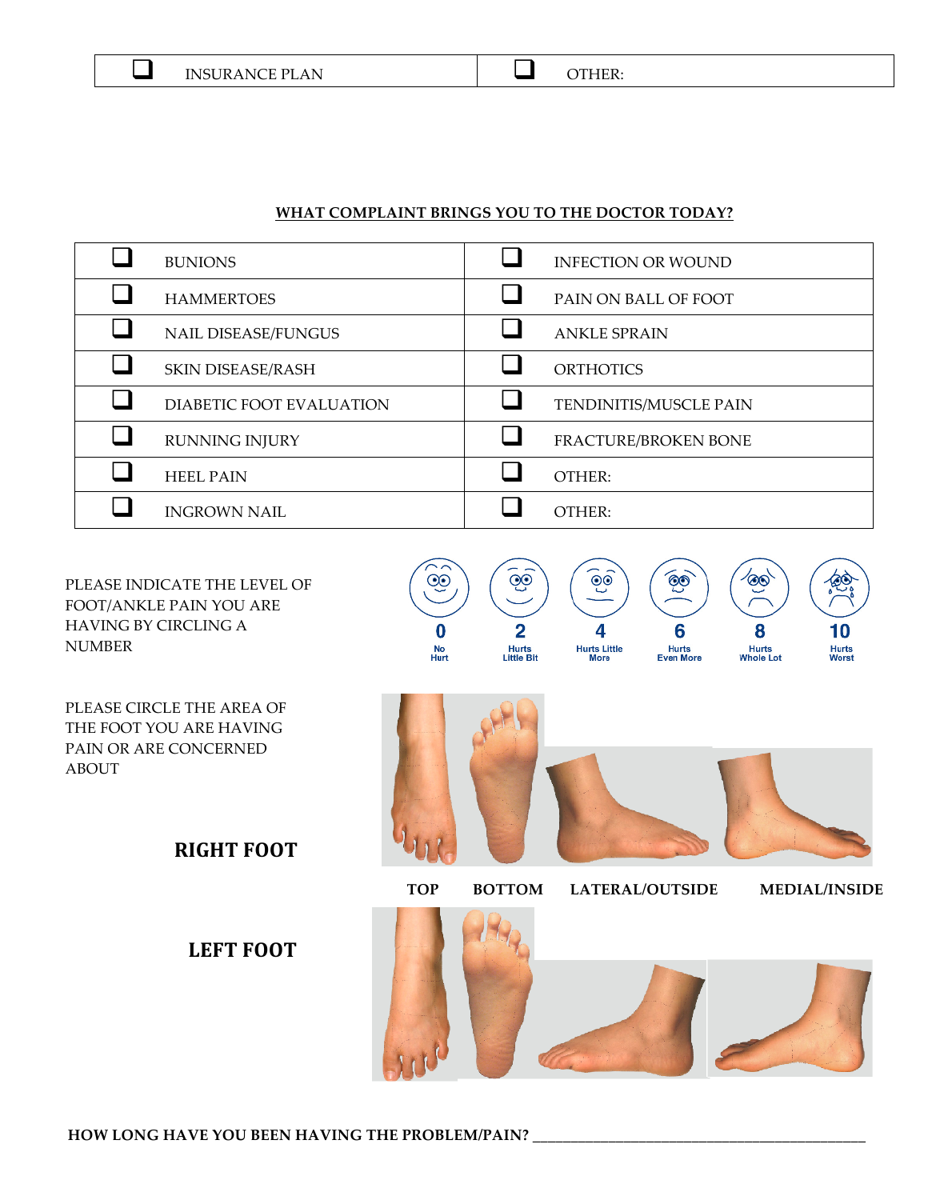| ❑ INSURANCE PLAN | ❑ OTHER: |
|---|---|

**WHAT COMPLAINT BRINGS YOU TO THE DOCTOR TODAY?**

| | | | |
|---|---|---|---|
| ❑ | BUNIONS | ❑ | INFECTION OR WOUND |
| ❑ | HAMMERTOES | ❑ | PAIN ON BALL OF FOOT |
| ❑ | NAIL DISEASE/FUNGUS | ❑ | ANKLE SPRAIN |
| ❑ | SKIN DISEASE/RASH | ❑ | ORTHOTICS |
| ❑ | DIABETIC FOOT EVALUATION | ❑ | TENDINITIS/MUSCLE PAIN |
| ❑ | RUNNING INJURY | ❑ | FRACTURE/BROKEN BONE |
| ❑ | HEEL PAIN | ❑ | OTHER: |
| ❑ | INGROWN NAIL | ❑ | OTHER: |

PLEASE INDICATE THE LEVEL OF FOOT/ANKLE PAIN YOU ARE HAVING BY CIRCLING A NUMBER

| 0 | 2 | 4 | 6 | 8 | 10 |
|---|---|---|---|---|---|
| No Hurt | Hurts Little Bit | Hurts Little More | Hurts Even More | Hurts Whole Lot | Hurts Worst |

PLEASE CIRCLE THE AREA OF THE FOOT YOU ARE HAVING PAIN OR ARE CONCERNED ABOUT

**RIGHT FOOT**

**TOP** **BOTTOM** **LATERAL/OUTSIDE** **MEDIAL/INSIDE**

**LEFT FOOT**

**HOW LONG HAVE YOU BEEN HAVING THE PROBLEM/PAIN?** ______________________________________________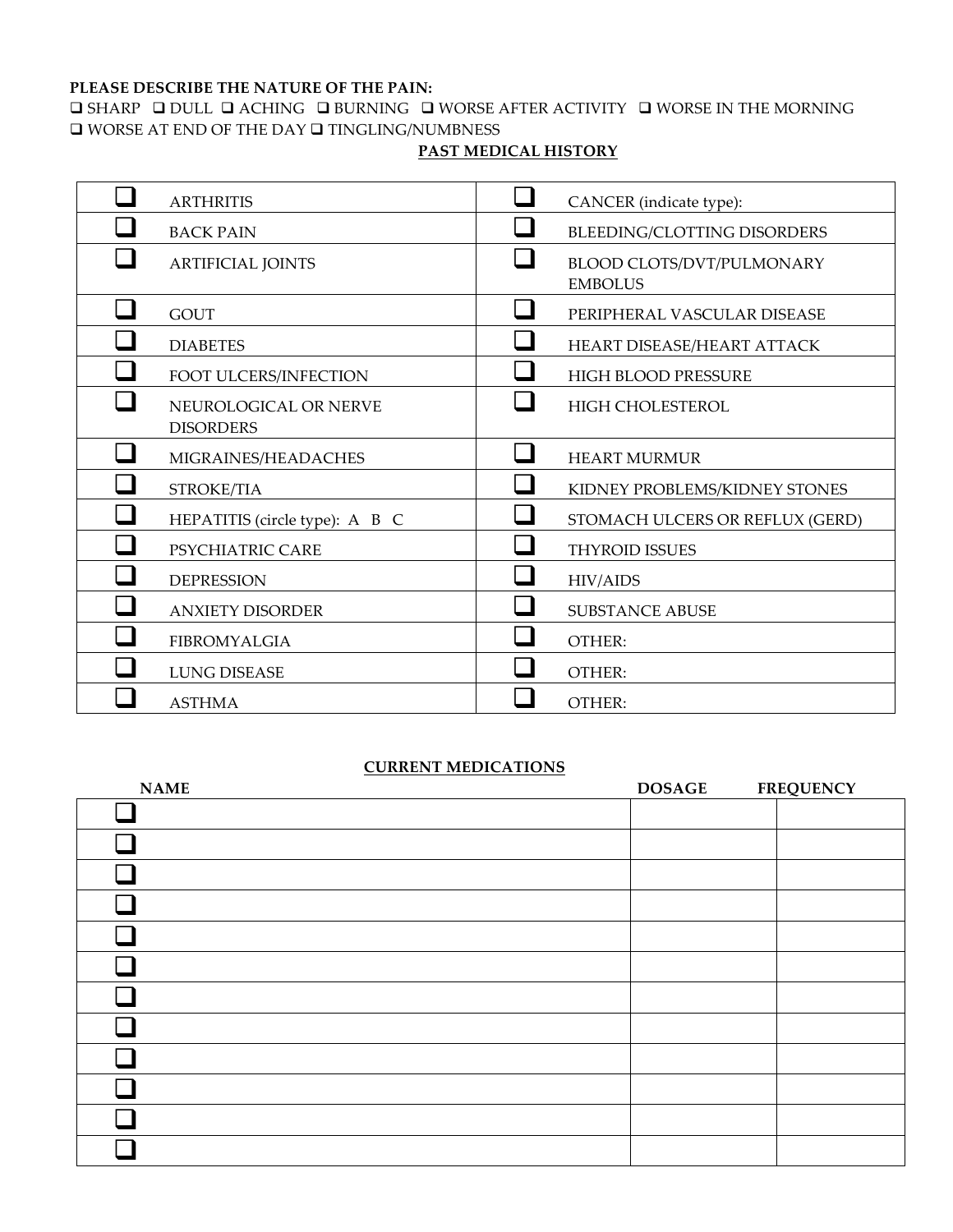**PLEASE DESCRIBE THE NATURE OF THE PAIN:**

❑ SHARP ❑ DULL ❑ ACHING ❑ BURNING ❑ WORSE AFTER ACTIVITY ❑ WORSE IN THE MORNING ❑ WORSE AT END OF THE DAY ❑ TINGLING/NUMBNESS

## PAST MEDICAL HISTORY

| | | | |
|---|---|---|---|
| ❑ | ARTHRITIS | ❑ | CANCER (indicate type): |
| ❑ | BACK PAIN | ❑ | BLEEDING/CLOTTING DISORDERS |
| ❑ | ARTIFICIAL JOINTS | ❑ | BLOOD CLOTS/DVT/PULMONARY EMBOLUS |
| ❑ | GOUT | ❑ | PERIPHERAL VASCULAR DISEASE |
| ❑ | DIABETES | ❑ | HEART DISEASE/HEART ATTACK |
| ❑ | FOOT ULCERS/INFECTION | ❑ | HIGH BLOOD PRESSURE |
| ❑ | NEUROLOGICAL OR NERVE DISORDERS | ❑ | HIGH CHOLESTEROL |
| ❑ | MIGRAINES/HEADACHES | ❑ | HEART MURMUR |
| ❑ | STROKE/TIA | ❑ | KIDNEY PROBLEMS/KIDNEY STONES |
| ❑ | HEPATITIS (circle type): A B C | ❑ | STOMACH ULCERS OR REFLUX (GERD) |
| ❑ | PSYCHIATRIC CARE | ❑ | THYROID ISSUES |
| ❑ | DEPRESSION | ❑ | HIV/AIDS |
| ❑ | ANXIETY DISORDER | ❑ | SUBSTANCE ABUSE |
| ❑ | FIBROMYALGIA | ❑ | OTHER: |
| ❑ | LUNG DISEASE | ❑ | OTHER: |
| ❑ | ASTHMA | ❑ | OTHER: |

## CURRENT MEDICATIONS

| NAME | DOSAGE | FREQUENCY |
|---|---|---|
| ❑ | | |
| ❑ | | |
| ❑ | | |
| ❑ | | |
| ❑ | | |
| ❑ | | |
| ❑ | | |
| ❑ | | |
| ❑ | | |
| ❑ | | |
| ❑ | | |
| ❑ | | |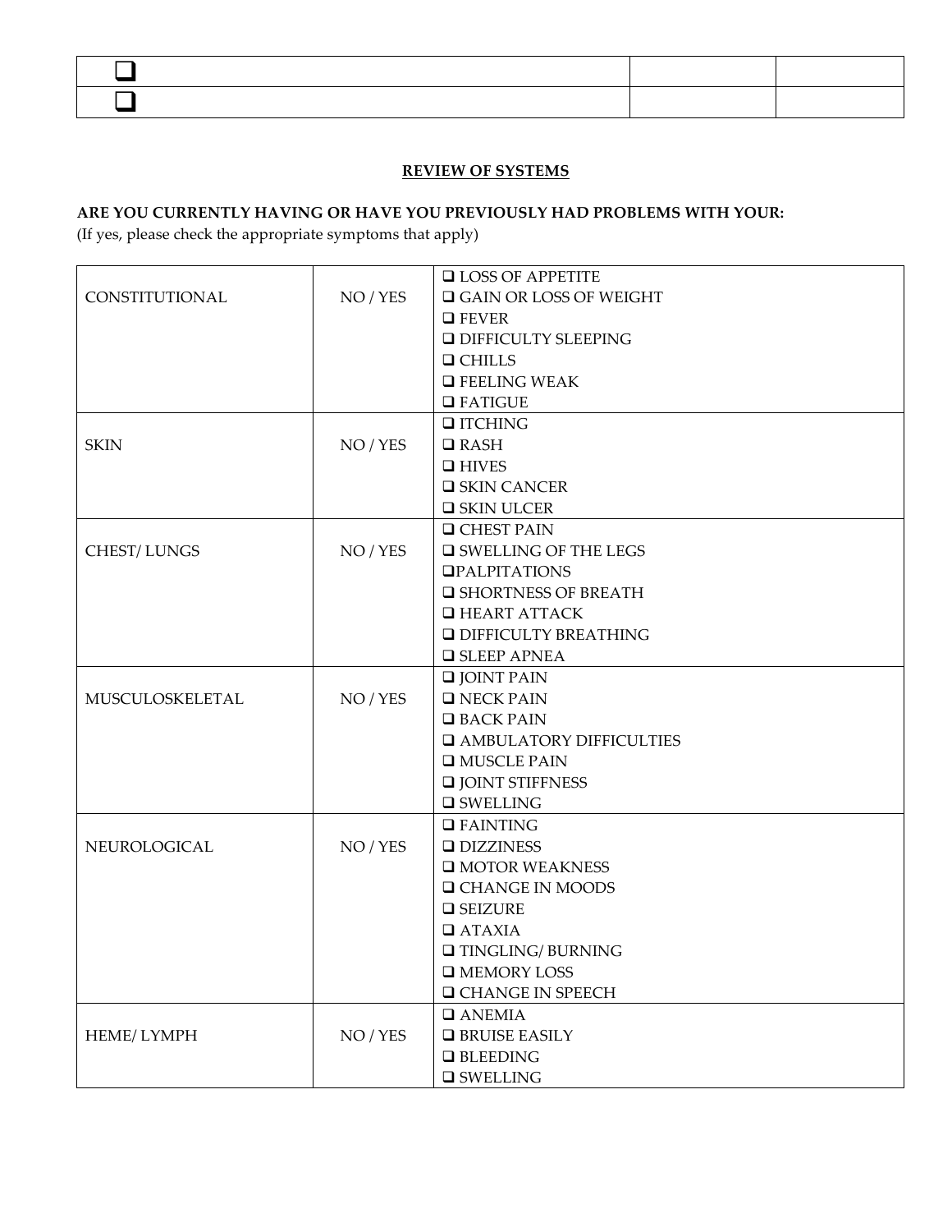| ❑ | | |
|---|---|---|
| ❑ | | |

**REVIEW OF SYSTEMS**

**ARE YOU CURRENTLY HAVING OR HAVE YOU PREVIOUSLY HAD PROBLEMS WITH YOUR:**
(If yes, please check the appropriate symptoms that apply)

| | | |
|---|---|---|
| CONSTITUTIONAL | NO / YES | ❑ LOSS OF APPETITE<br>❑ GAIN OR LOSS OF WEIGHT<br>❑ FEVER<br>❑ DIFFICULTY SLEEPING<br>❑ CHILLS<br>❑ FEELING WEAK<br>❑ FATIGUE |
| SKIN | NO / YES | ❑ ITCHING<br>❑ RASH<br>❑ HIVES<br>❑ SKIN CANCER<br>❑ SKIN ULCER |
| CHEST/ LUNGS | NO / YES | ❑ CHEST PAIN<br>❑ SWELLING OF THE LEGS<br>❑PALPITATIONS<br>❑ SHORTNESS OF BREATH<br>❑ HEART ATTACK<br>❑ DIFFICULTY BREATHING<br>❑ SLEEP APNEA |
| MUSCULOSKELETAL | NO / YES | ❑ JOINT PAIN<br>❑ NECK PAIN<br>❑ BACK PAIN<br>❑ AMBULATORY DIFFICULTIES<br>❑ MUSCLE PAIN<br>❑ JOINT STIFFNESS<br>❑ SWELLING |
| NEUROLOGICAL | NO / YES | ❑ FAINTING<br>❑ DIZZINESS<br>❑ MOTOR WEAKNESS<br>❑ CHANGE IN MOODS<br>❑ SEIZURE<br>❑ ATAXIA<br>❑ TINGLING/ BURNING<br>❑ MEMORY LOSS<br>❑ CHANGE IN SPEECH |
| HEME/ LYMPH | NO / YES | ❑ ANEMIA<br>❑ BRUISE EASILY<br>❑ BLEEDING<br>❑ SWELLING |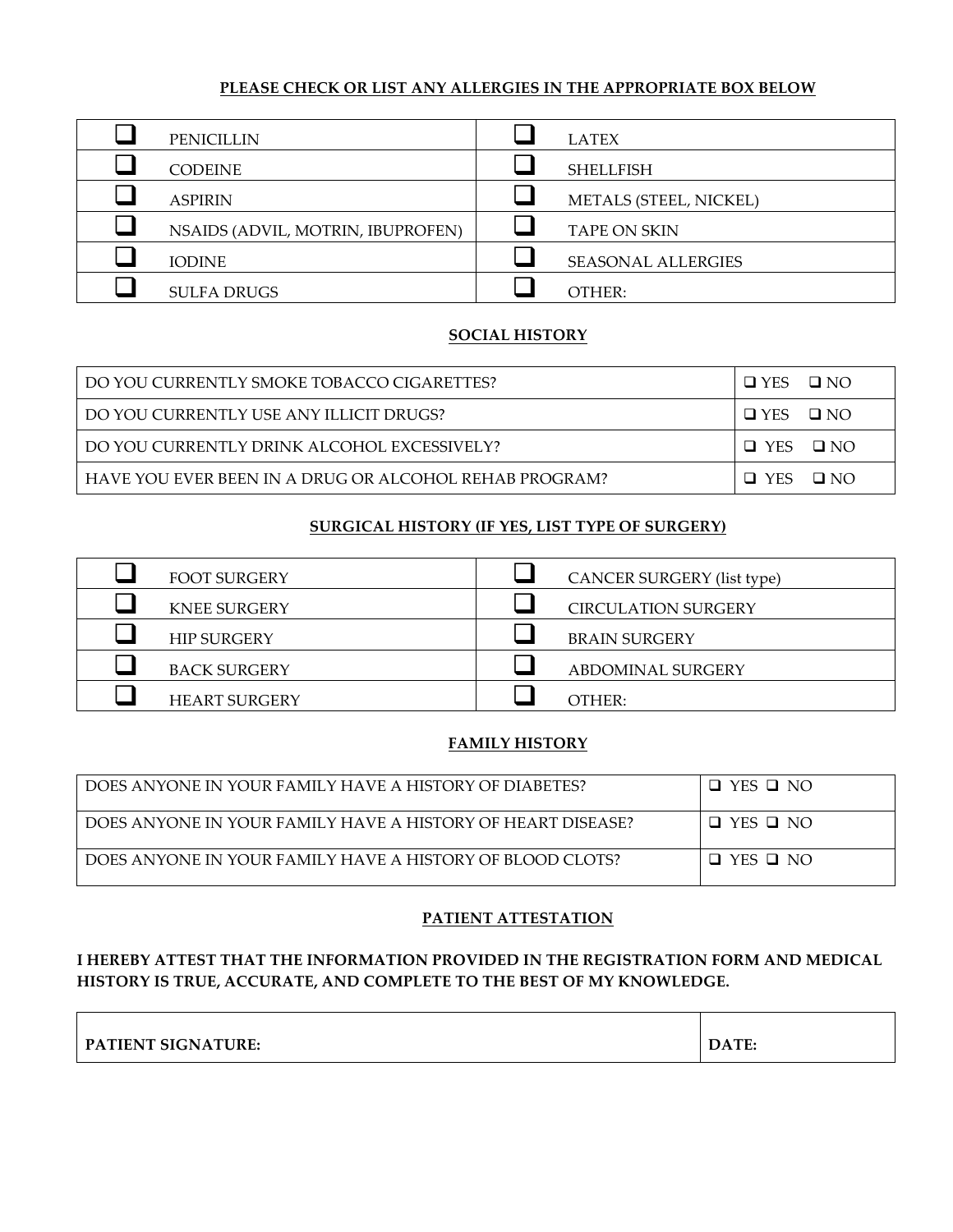**PLEASE CHECK OR LIST ANY ALLERGIES IN THE APPROPRIATE BOX BELOW**

| | | | |
|---|---|---|---|
| ❑ | PENICILLIN | ❑ | LATEX |
| ❑ | CODEINE | ❑ | SHELLFISH |
| ❑ | ASPIRIN | ❑ | METALS (STEEL, NICKEL) |
| ❑ | NSAIDS (ADVIL, MOTRIN, IBUPROFEN) | ❑ | TAPE ON SKIN |
| ❑ | IODINE | ❑ | SEASONAL ALLERGIES |
| ❑ | SULFA DRUGS | ❑ | OTHER: |

**SOCIAL HISTORY**

| | |
|---|---|
| DO YOU CURRENTLY SMOKE TOBACCO CIGARETTES? | ❑ YES ❑ NO |
| DO YOU CURRENTLY USE ANY ILLICIT DRUGS? | ❑ YES ❑ NO |
| DO YOU CURRENTLY DRINK ALCOHOL EXCESSIVELY? | ❑ YES ❑ NO |
| HAVE YOU EVER BEEN IN A DRUG OR ALCOHOL REHAB PROGRAM? | ❑ YES ❑ NO |

**SURGICAL HISTORY (IF YES, LIST TYPE OF SURGERY)**

| | | | |
|---|---|---|---|
| ❑ | FOOT SURGERY | ❑ | CANCER SURGERY (list type) |
| ❑ | KNEE SURGERY | ❑ | CIRCULATION SURGERY |
| ❑ | HIP SURGERY | ❑ | BRAIN SURGERY |
| ❑ | BACK SURGERY | ❑ | ABDOMINAL SURGERY |
| ❑ | HEART SURGERY | ❑ | OTHER: |

**FAMILY HISTORY**

| | |
|---|---|
| DOES ANYONE IN YOUR FAMILY HAVE A HISTORY OF DIABETES? | ❑ YES ❑ NO |
| DOES ANYONE IN YOUR FAMILY HAVE A HISTORY OF HEART DISEASE? | ❑ YES ❑ NO |
| DOES ANYONE IN YOUR FAMILY HAVE A HISTORY OF BLOOD CLOTS? | ❑ YES ❑ NO |

**PATIENT ATTESTATION**

**I HEREBY ATTEST THAT THE INFORMATION PROVIDED IN THE REGISTRATION FORM AND MEDICAL HISTORY IS TRUE, ACCURATE, AND COMPLETE TO THE BEST OF MY KNOWLEDGE.**

| | |
|---|---|
| **PATIENT SIGNATURE:** | **DATE:** |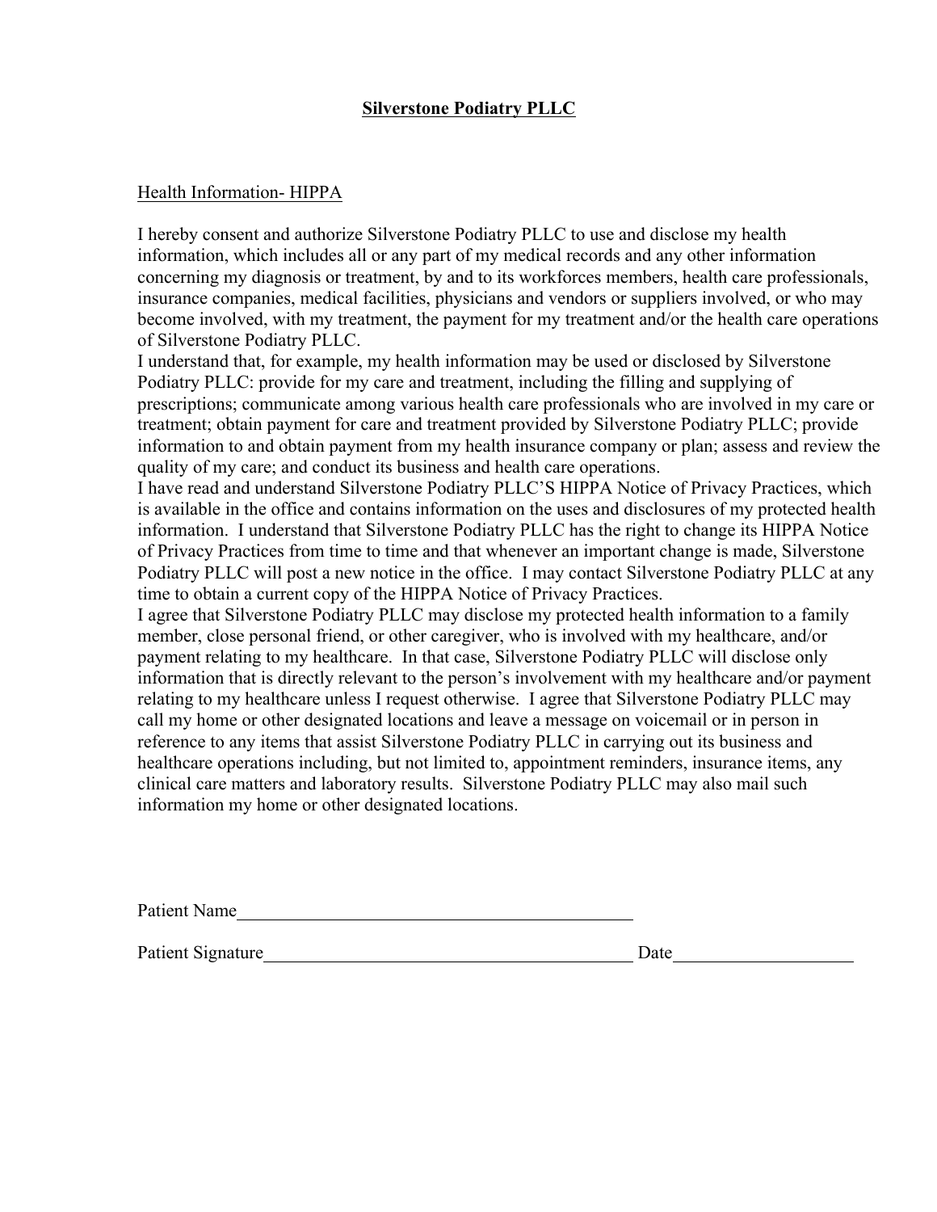**Silverstone Podiatry PLLC**

Health Information- HIPPA

I hereby consent and authorize Silverstone Podiatry PLLC to use and disclose my health information, which includes all or any part of my medical records and any other information concerning my diagnosis or treatment, by and to its workforces members, health care professionals, insurance companies, medical facilities, physicians and vendors or suppliers involved, or who may become involved, with my treatment, the payment for my treatment and/or the health care operations of Silverstone Podiatry PLLC.

I understand that, for example, my health information may be used or disclosed by Silverstone Podiatry PLLC: provide for my care and treatment, including the filling and supplying of prescriptions; communicate among various health care professionals who are involved in my care or treatment; obtain payment for care and treatment provided by Silverstone Podiatry PLLC; provide information to and obtain payment from my health insurance company or plan; assess and review the quality of my care; and conduct its business and health care operations.

I have read and understand Silverstone Podiatry PLLC'S HIPPA Notice of Privacy Practices, which is available in the office and contains information on the uses and disclosures of my protected health information. I understand that Silverstone Podiatry PLLC has the right to change its HIPPA Notice of Privacy Practices from time to time and that whenever an important change is made, Silverstone Podiatry PLLC will post a new notice in the office. I may contact Silverstone Podiatry PLLC at any time to obtain a current copy of the HIPPA Notice of Privacy Practices.

I agree that Silverstone Podiatry PLLC may disclose my protected health information to a family member, close personal friend, or other caregiver, who is involved with my healthcare, and/or payment relating to my healthcare. In that case, Silverstone Podiatry PLLC will disclose only information that is directly relevant to the person's involvement with my healthcare and/or payment relating to my healthcare unless I request otherwise. I agree that Silverstone Podiatry PLLC may call my home or other designated locations and leave a message on voicemail or in person in reference to any items that assist Silverstone Podiatry PLLC in carrying out its business and healthcare operations including, but not limited to, appointment reminders, insurance items, any clinical care matters and laboratory results. Silverstone Podiatry PLLC may also mail such information my home or other designated locations.

Patient Name_____________________________________________

Patient Signature__________________________________________ Date____________________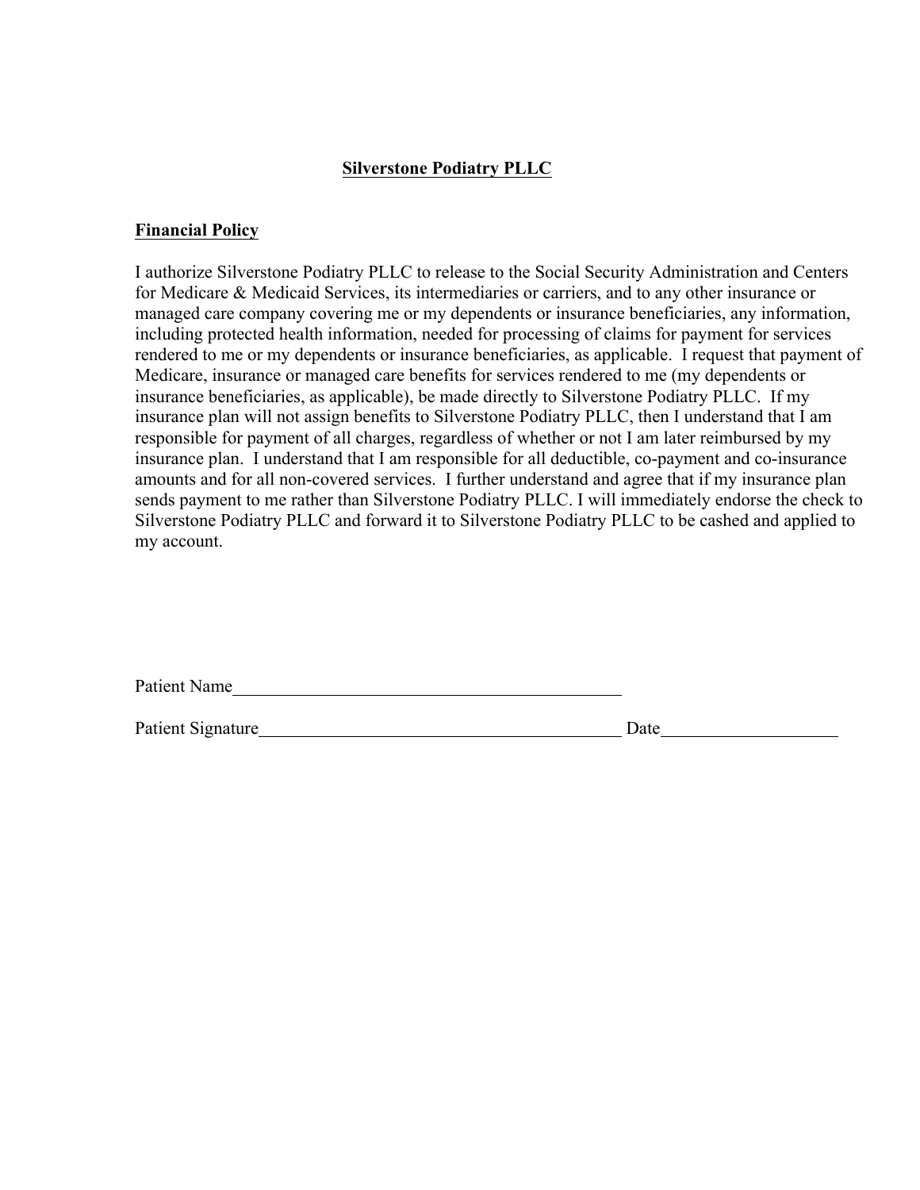**Silverstone Podiatry PLLC**

## Financial Policy

I authorize Silverstone Podiatry PLLC to release to the Social Security Administration and Centers for Medicare & Medicaid Services, its intermediaries or carriers, and to any other insurance or managed care company covering me or my dependents or insurance beneficiaries, any information, including protected health information, needed for processing of claims for payment for services rendered to me or my dependents or insurance beneficiaries, as applicable. I request that payment of Medicare, insurance or managed care benefits for services rendered to me (my dependents or insurance beneficiaries, as applicable), be made directly to Silverstone Podiatry PLLC. If my insurance plan will not assign benefits to Silverstone Podiatry PLLC, then I understand that I am responsible for payment of all charges, regardless of whether or not I am later reimbursed by my insurance plan. I understand that I am responsible for all deductible, co-payment and co-insurance amounts and for all non-covered services. I further understand and agree that if my insurance plan sends payment to me rather than Silverstone Podiatry PLLC. I will immediately endorse the check to Silverstone Podiatry PLLC and forward it to Silverstone Podiatry PLLC to be cashed and applied to my account.

Patient Name\_\_\_\_\_\_\_\_\_\_\_\_\_\_\_\_\_\_\_\_\_\_\_\_\_\_\_\_\_\_\_\_\_\_\_\_\_\_\_\_\_\_\_\_

Patient Signature\_\_\_\_\_\_\_\_\_\_\_\_\_\_\_\_\_\_\_\_\_\_\_\_\_\_\_\_\_\_\_\_\_\_\_\_\_\_\_\_\_ Date\_\_\_\_\_\_\_\_\_\_\_\_\_\_\_\_\_\_\_\_